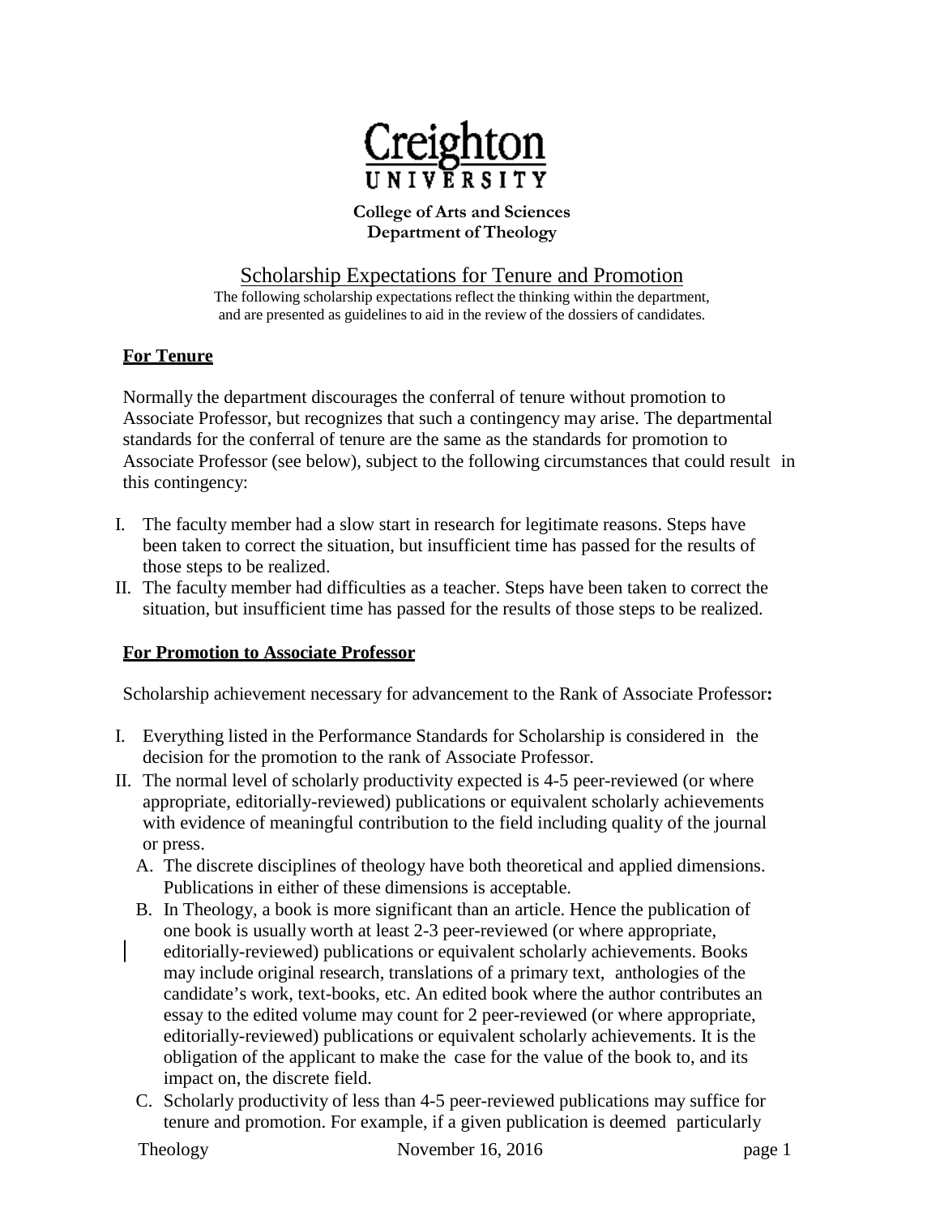**Creighton University**

**College of Arts and Sciences**
**Department of Theology**

# Scholarship Expectations for Tenure and Promotion

The following scholarship expectations reflect the thinking within the department, and are presented as guidelines to aid in the review of the dossiers of candidates.

## For Tenure

Normally the department discourages the conferral of tenure without promotion to Associate Professor, but recognizes that such a contingency may arise. The departmental standards for the conferral of tenure are the same as the standards for promotion to Associate Professor (see below), subject to the following circumstances that could result in this contingency:

I. The faculty member had a slow start in research for legitimate reasons. Steps have been taken to correct the situation, but insufficient time has passed for the results of those steps to be realized.

II. The faculty member had difficulties as a teacher. Steps have been taken to correct the situation, but insufficient time has passed for the results of those steps to be realized.

## For Promotion to Associate Professor

Scholarship achievement necessary for advancement to the Rank of Associate Professor**:**

I. Everything listed in the Performance Standards for Scholarship is considered in the decision for the promotion to the rank of Associate Professor.

II. The normal level of scholarly productivity expected is 4-5 peer-reviewed (or where appropriate, editorially-reviewed) publications or equivalent scholarly achievements with evidence of meaningful contribution to the field including quality of the journal or press.

   A. The discrete disciplines of theology have both theoretical and applied dimensions. Publications in either of these dimensions is acceptable.

   B. In Theology, a book is more significant than an article. Hence the publication of one book is usually worth at least 2-3 peer-reviewed (or where appropriate, editorially-reviewed) publications or equivalent scholarly achievements. Books may include original research, translations of a primary text, anthologies of the candidate's work, text-books, etc. An edited book where the author contributes an essay to the edited volume may count for 2 peer-reviewed (or where appropriate, editorially-reviewed) publications or equivalent scholarly achievements. It is the obligation of the applicant to make the case for the value of the book to, and its impact on, the discrete field.

   C. Scholarly productivity of less than 4-5 peer-reviewed publications may suffice for tenure and promotion. For example, if a given publication is deemed particularly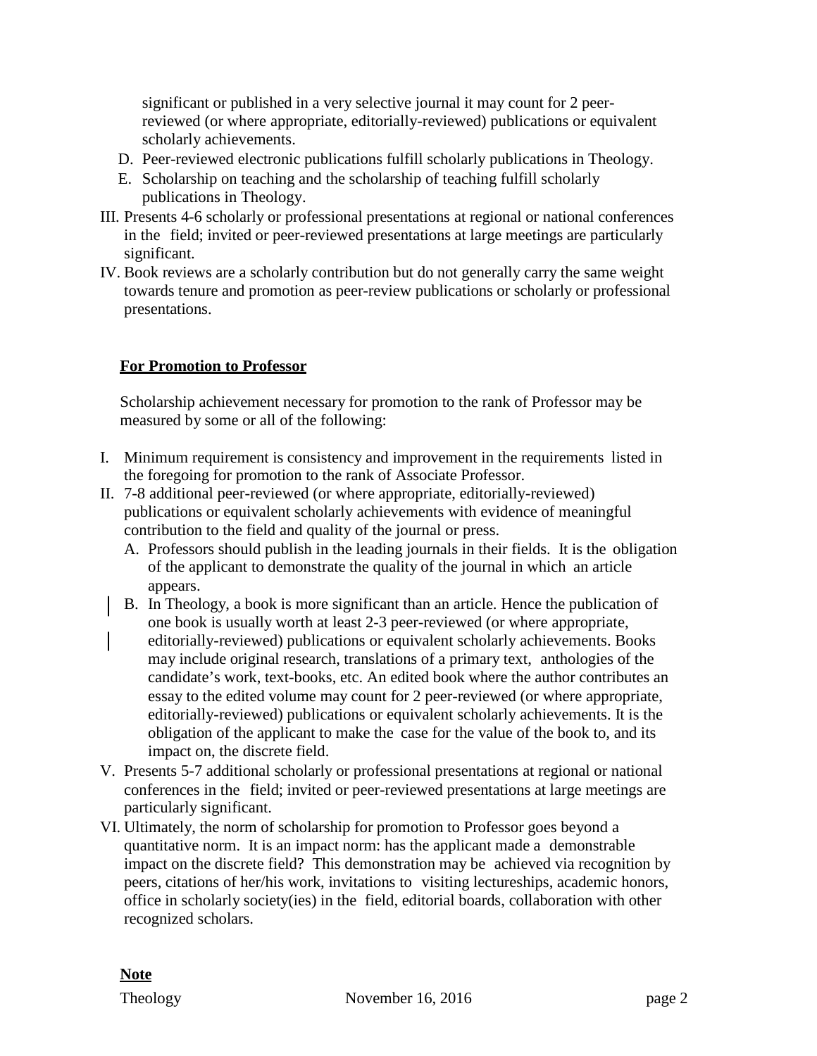significant or published in a very selective journal it may count for 2 peer-reviewed (or where appropriate, editorially-reviewed) publications or equivalent scholarly achievements.

D. Peer-reviewed electronic publications fulfill scholarly publications in Theology.
E. Scholarship on teaching and the scholarship of teaching fulfill scholarly publications in Theology.

III. Presents 4-6 scholarly or professional presentations at regional or national conferences in the field; invited or peer-reviewed presentations at large meetings are particularly significant.

IV. Book reviews are a scholarly contribution but do not generally carry the same weight towards tenure and promotion as peer-review publications or scholarly or professional presentations.

**For Promotion to Professor**

Scholarship achievement necessary for promotion to the rank of Professor may be measured by some or all of the following:

I. Minimum requirement is consistency and improvement in the requirements listed in the foregoing for promotion to the rank of Associate Professor.

II. 7-8 additional peer-reviewed (or where appropriate, editorially-reviewed) publications or equivalent scholarly achievements with evidence of meaningful contribution to the field and quality of the journal or press.
   A. Professors should publish in the leading journals in their fields. It is the obligation of the applicant to demonstrate the quality of the journal in which an article appears.
   B. In Theology, a book is more significant than an article. Hence the publication of one book is usually worth at least 2-3 peer-reviewed (or where appropriate, editorially-reviewed) publications or equivalent scholarly achievements. Books may include original research, translations of a primary text, anthologies of the candidate's work, text-books, etc. An edited book where the author contributes an essay to the edited volume may count for 2 peer-reviewed (or where appropriate, editorially-reviewed) publications or equivalent scholarly achievements. It is the obligation of the applicant to make the case for the value of the book to, and its impact on, the discrete field.

V. Presents 5-7 additional scholarly or professional presentations at regional or national conferences in the field; invited or peer-reviewed presentations at large meetings are particularly significant.

VI. Ultimately, the norm of scholarship for promotion to Professor goes beyond a quantitative norm. It is an impact norm: has the applicant made a demonstrable impact on the discrete field? This demonstration may be achieved via recognition by peers, citations of her/his work, invitations to visiting lectureships, academic honors, office in scholarly society(ies) in the field, editorial boards, collaboration with other recognized scholars.

**Note**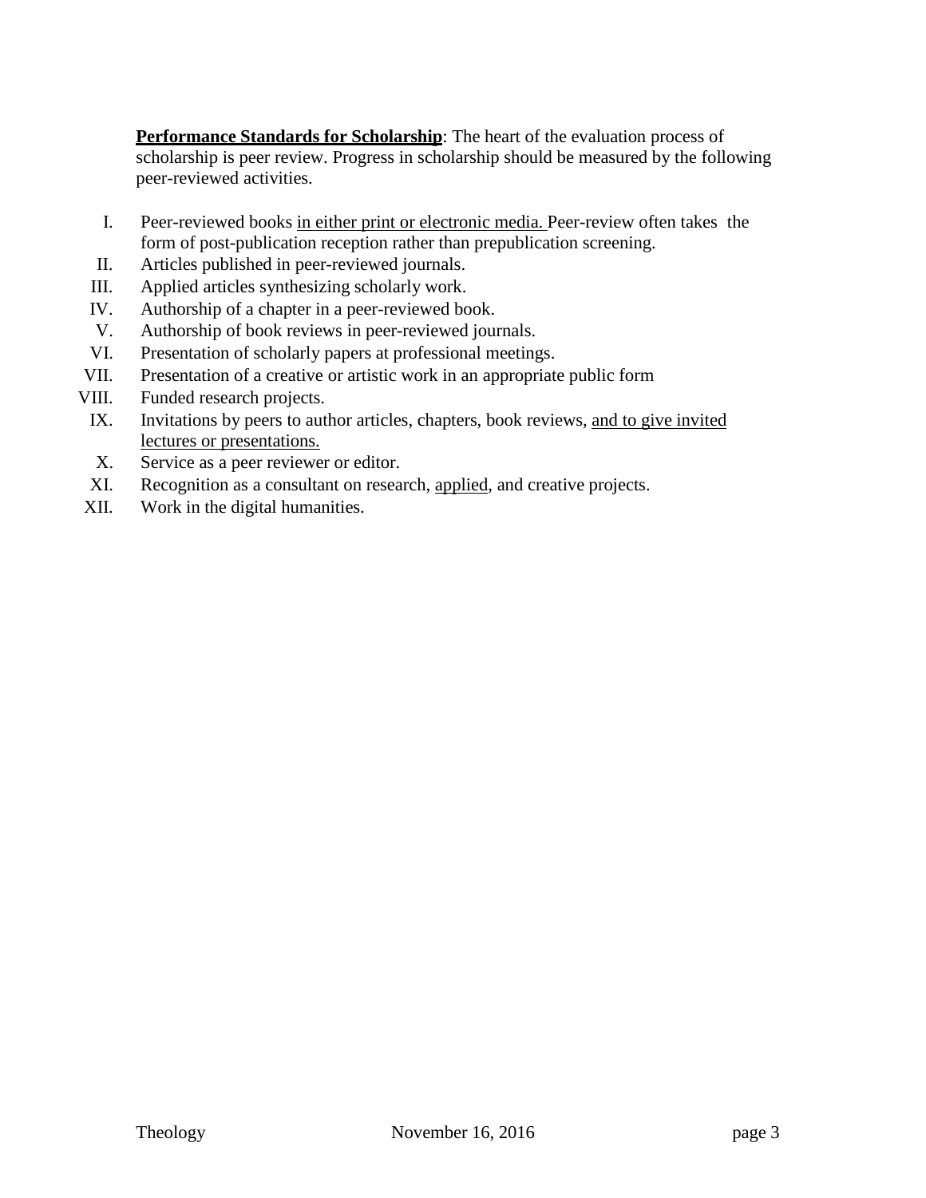**Performance Standards for Scholarship**: The heart of the evaluation process of scholarship is peer review. Progress in scholarship should be measured by the following peer-reviewed activities.

I. Peer-reviewed books in either print or electronic media. Peer-review often takes the form of post-publication reception rather than prepublication screening.
II. Articles published in peer-reviewed journals.
III. Applied articles synthesizing scholarly work.
IV. Authorship of a chapter in a peer-reviewed book.
V. Authorship of book reviews in peer-reviewed journals.
VI. Presentation of scholarly papers at professional meetings.
VII. Presentation of a creative or artistic work in an appropriate public form
VIII. Funded research projects.
IX. Invitations by peers to author articles, chapters, book reviews, and to give invited lectures or presentations.
X. Service as a peer reviewer or editor.
XI. Recognition as a consultant on research, applied, and creative projects.
XII. Work in the digital humanities.